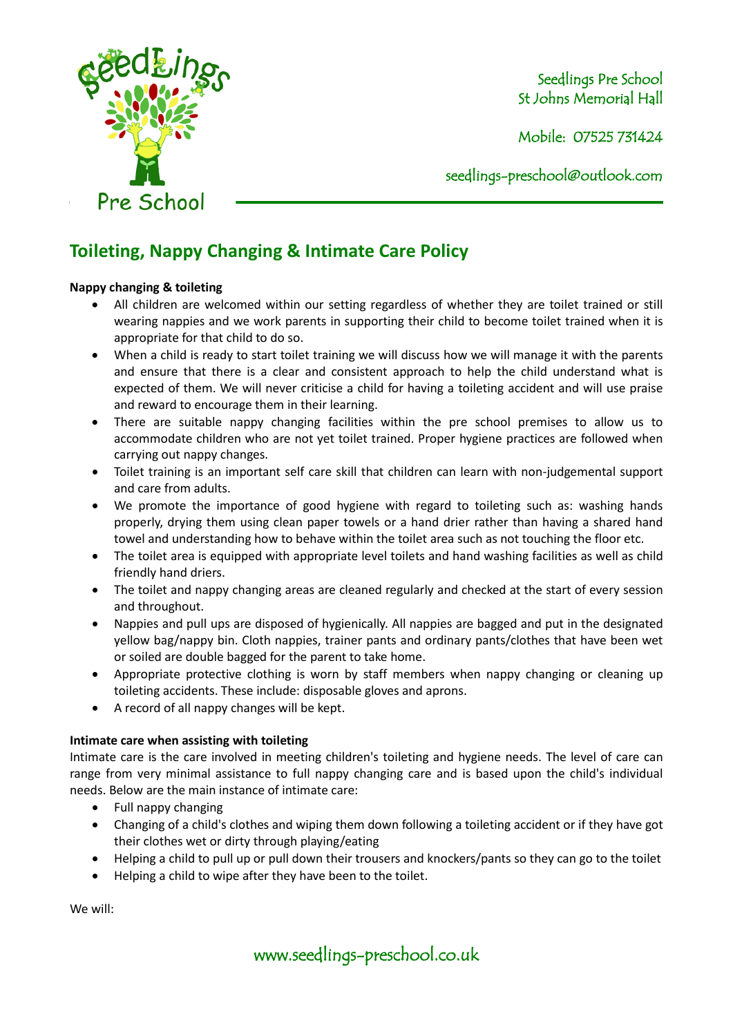Seedlings Pre School
St Johns Memorial Hall

Mobile: 07525 731424

seedlings-preschool@outlook.com

## Toileting, Nappy Changing & Intimate Care Policy

**Nappy changing & toileting**

- All children are welcomed within our setting regardless of whether they are toilet trained or still wearing nappies and we work parents in supporting their child to become toilet trained when it is appropriate for that child to do so.
- When a child is ready to start toilet training we will discuss how we will manage it with the parents and ensure that there is a clear and consistent approach to help the child understand what is expected of them. We will never criticise a child for having a toileting accident and will use praise and reward to encourage them in their learning.
- There are suitable nappy changing facilities within the pre school premises to allow us to accommodate children who are not yet toilet trained. Proper hygiene practices are followed when carrying out nappy changes.
- Toilet training is an important self care skill that children can learn with non-judgemental support and care from adults.
- We promote the importance of good hygiene with regard to toileting such as: washing hands properly, drying them using clean paper towels or a hand drier rather than having a shared hand towel and understanding how to behave within the toilet area such as not touching the floor etc.
- The toilet area is equipped with appropriate level toilets and hand washing facilities as well as child friendly hand driers.
- The toilet and nappy changing areas are cleaned regularly and checked at the start of every session and throughout.
- Nappies and pull ups are disposed of hygienically. All nappies are bagged and put in the designated yellow bag/nappy bin. Cloth nappies, trainer pants and ordinary pants/clothes that have been wet or soiled are double bagged for the parent to take home.
- Appropriate protective clothing is worn by staff members when nappy changing or cleaning up toileting accidents. These include: disposable gloves and aprons.
- A record of all nappy changes will be kept.

**Intimate care when assisting with toileting**

Intimate care is the care involved in meeting children's toileting and hygiene needs. The level of care can range from very minimal assistance to full nappy changing care and is based upon the child's individual needs. Below are the main instance of intimate care:

- Full nappy changing
- Changing of a child's clothes and wiping them down following a toileting accident or if they have got their clothes wet or dirty through playing/eating
- Helping a child to pull up or pull down their trousers and knockers/pants so they can go to the toilet
- Helping a child to wipe after they have been to the toilet.

We will: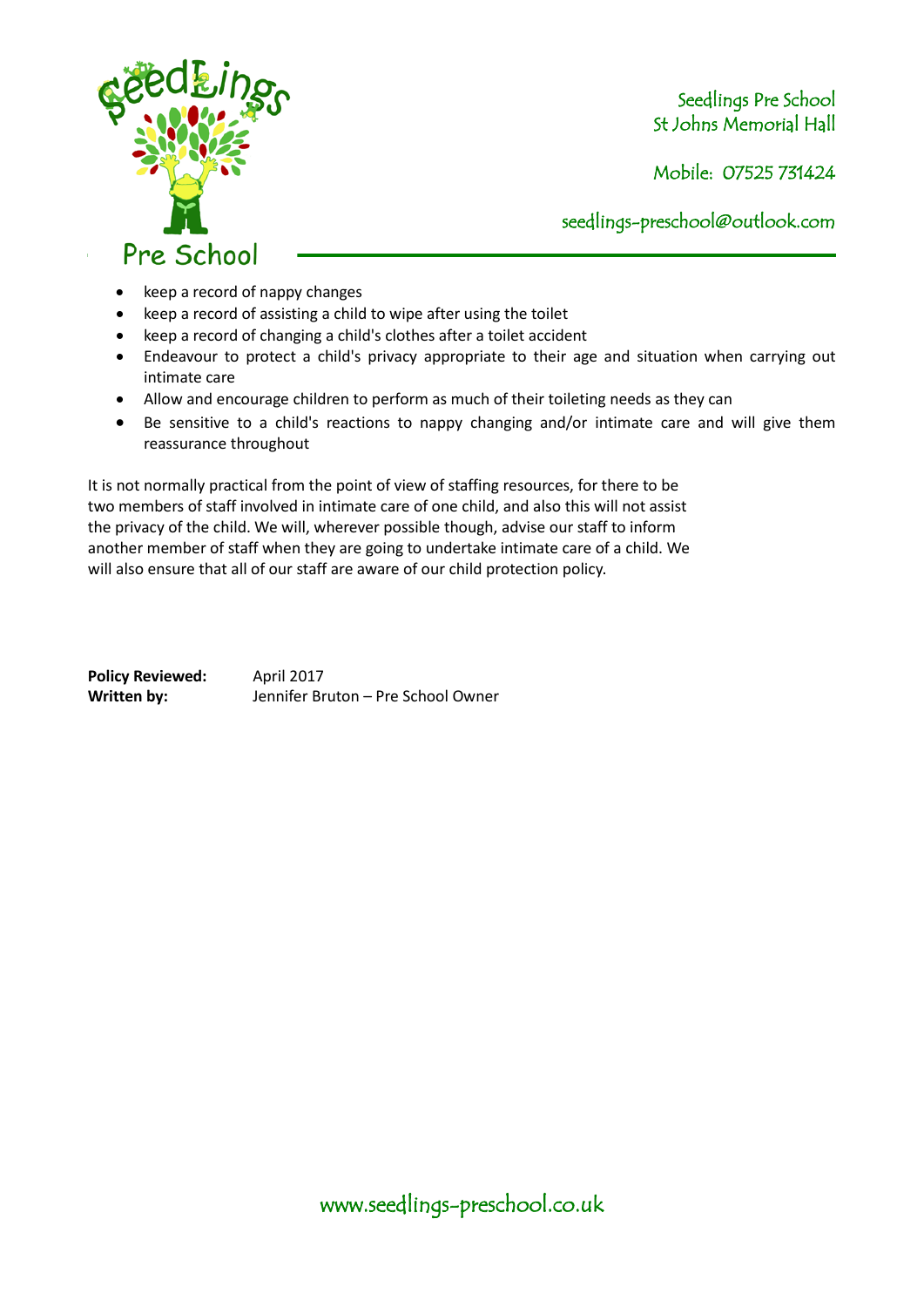- keep a record of nappy changes
- keep a record of assisting a child to wipe after using the toilet
- keep a record of changing a child's clothes after a toilet accident
- Endeavour to protect a child's privacy appropriate to their age and situation when carrying out intimate care
- Allow and encourage children to perform as much of their toileting needs as they can
- Be sensitive to a child's reactions to nappy changing and/or intimate care and will give them reassurance throughout

It is not normally practical from the point of view of staffing resources, for there to be two members of staff involved in intimate care of one child, and also this will not assist the privacy of the child. We will, wherever possible though, advise our staff to inform another member of staff when they are going to undertake intimate care of a child. We will also ensure that all of our staff are aware of our child protection policy.

**Policy Reviewed:** April 2017
**Written by:** Jennifer Bruton – Pre School Owner